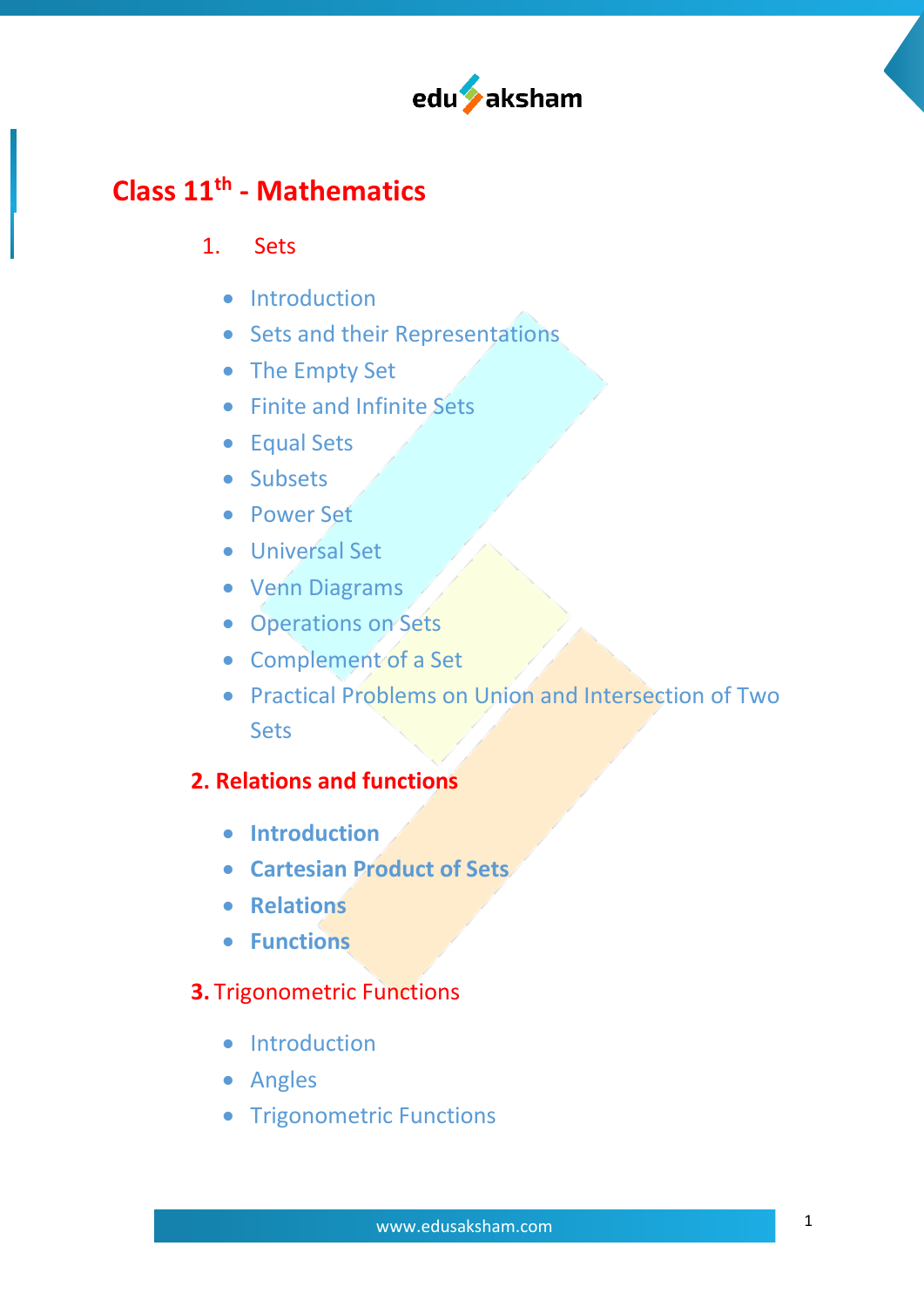# Class 11th - Mathematics

## 1. Sets

- Introduction
- Sets and their Representations
- The Empty Set
- Finite and Infinite Sets
- Equal Sets
- Subsets
- Power Set
- Universal Set
- Venn Diagrams
- Operations on Sets
- Complement of a Set
- Practical Problems on Union and Intersection of Two Sets

## 2. Relations and functions

- **Introduction**
- **Cartesian Product of Sets**
- **Relations**
- **Functions**

## 3. Trigonometric Functions

- Introduction
- Angles
- Trigonometric Functions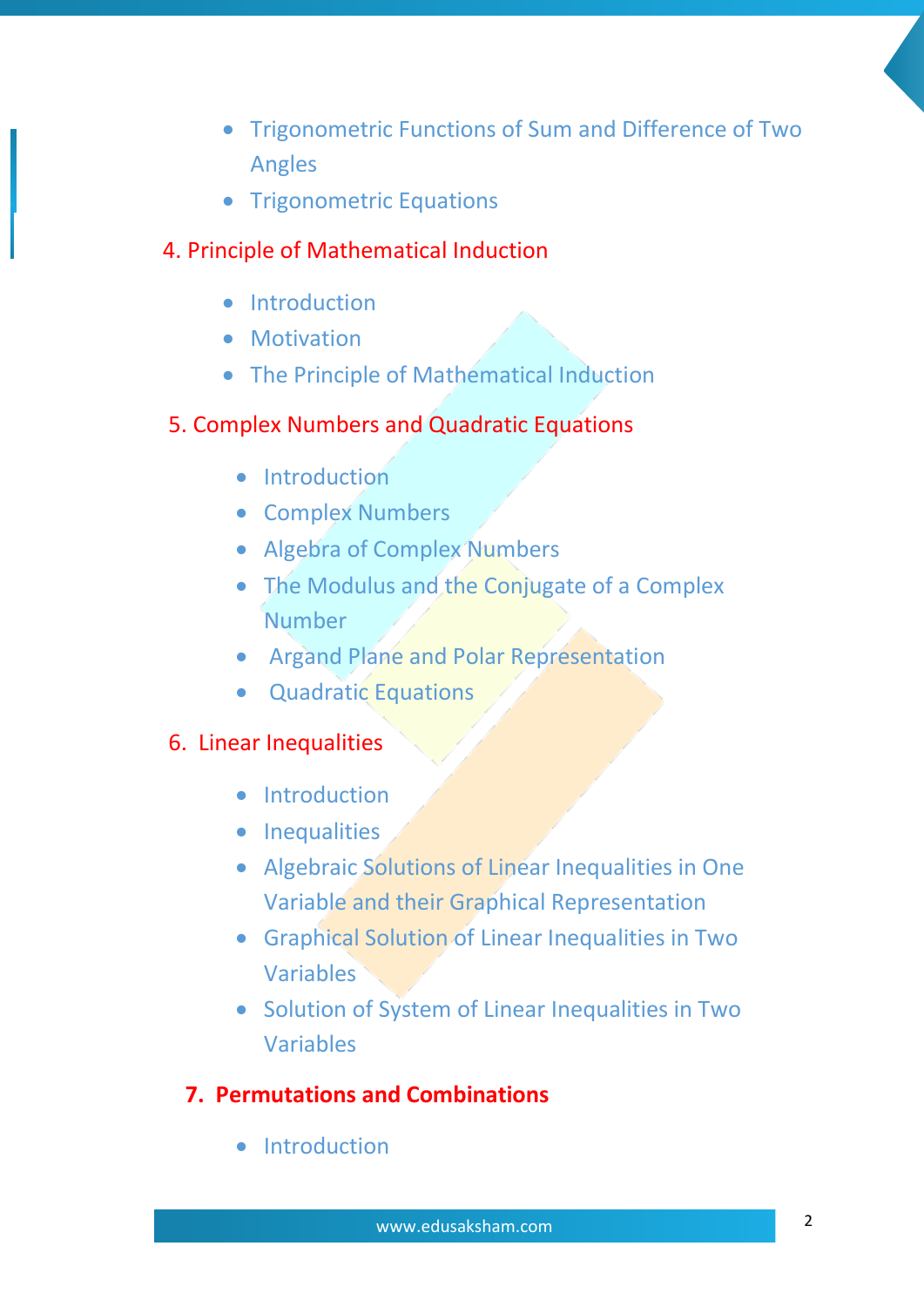- Trigonometric Functions of Sum and Difference of Two Angles
- Trigonometric Equations

## 4. Principle of Mathematical Induction

- Introduction
- Motivation
- The Principle of Mathematical Induction

## 5. Complex Numbers and Quadratic Equations

- Introduction
- Complex Numbers
- Algebra of Complex Numbers
- The Modulus and the Conjugate of a Complex Number
- Argand Plane and Polar Representation
- Quadratic Equations

## 6. Linear Inequalities

- Introduction
- Inequalities
- Algebraic Solutions of Linear Inequalities in One Variable and their Graphical Representation
- Graphical Solution of Linear Inequalities in Two Variables
- Solution of System of Linear Inequalities in Two Variables

## **7. Permutations and Combinations**

- Introduction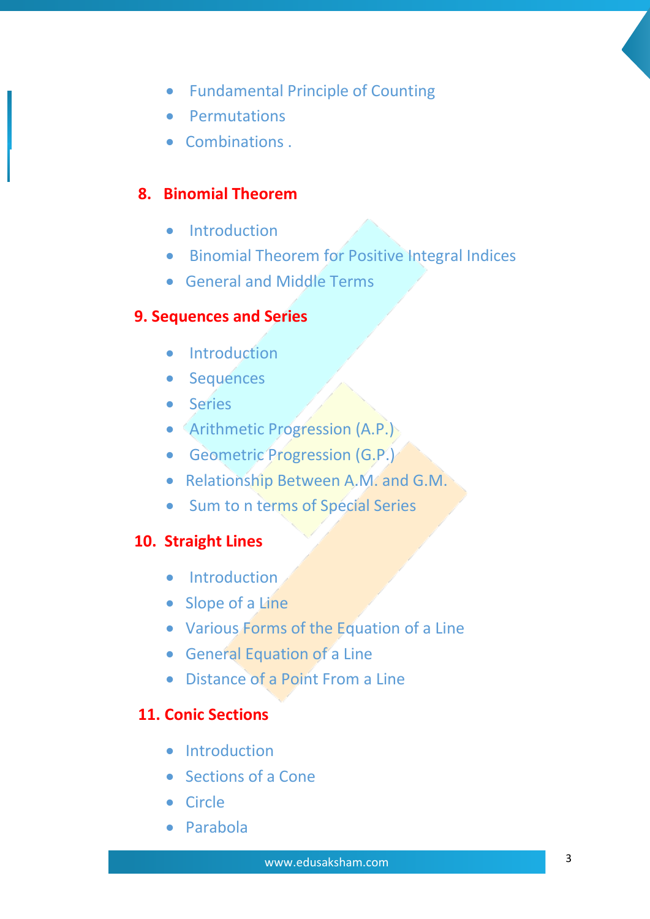- Fundamental Principle of Counting
- Permutations
- Combinations .

## 8. Binomial Theorem

- Introduction
- Binomial Theorem for Positive Integral Indices
- General and Middle Terms

## 9. Sequences and Series

- Introduction
- Sequences
- Series
- Arithmetic Progression (A.P.)
- Geometric Progression (G.P.)
- Relationship Between A.M. and G.M.
- Sum to n terms of Special Series

## 10. Straight Lines

- Introduction
- Slope of a Line
- Various Forms of the Equation of a Line
- General Equation of a Line
- Distance of a Point From a Line

## 11. Conic Sections

- Introduction
- Sections of a Cone
- Circle
- Parabola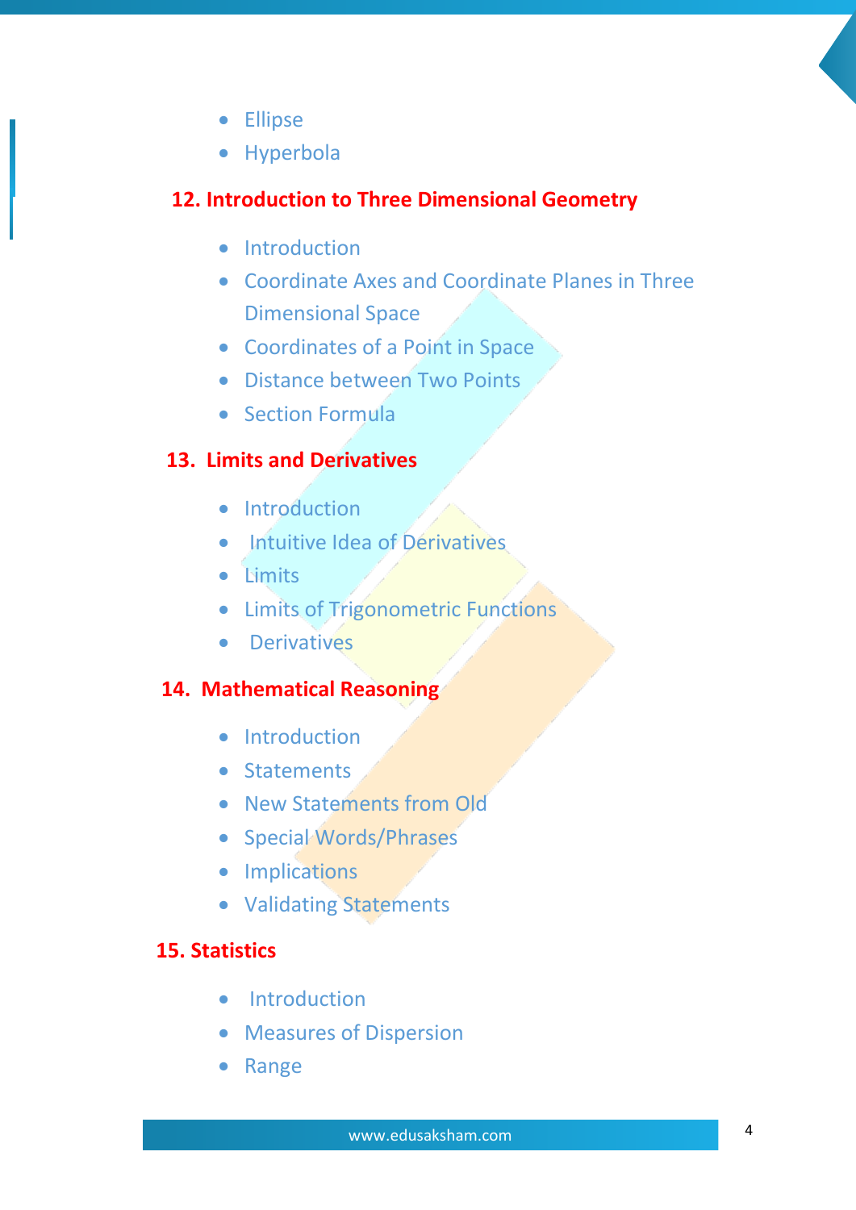- Ellipse
- Hyperbola

## 12. Introduction to Three Dimensional Geometry

- Introduction
- Coordinate Axes and Coordinate Planes in Three Dimensional Space
- Coordinates of a Point in Space
- Distance between Two Points
- Section Formula

## 13. Limits and Derivatives

- Introduction
- Intuitive Idea of Derivatives
- Limits
- Limits of Trigonometric Functions
- Derivatives

## 14. Mathematical Reasoning

- Introduction
- Statements
- New Statements from Old
- Special Words/Phrases
- Implications
- Validating Statements

## 15. Statistics

- Introduction
- Measures of Dispersion
- Range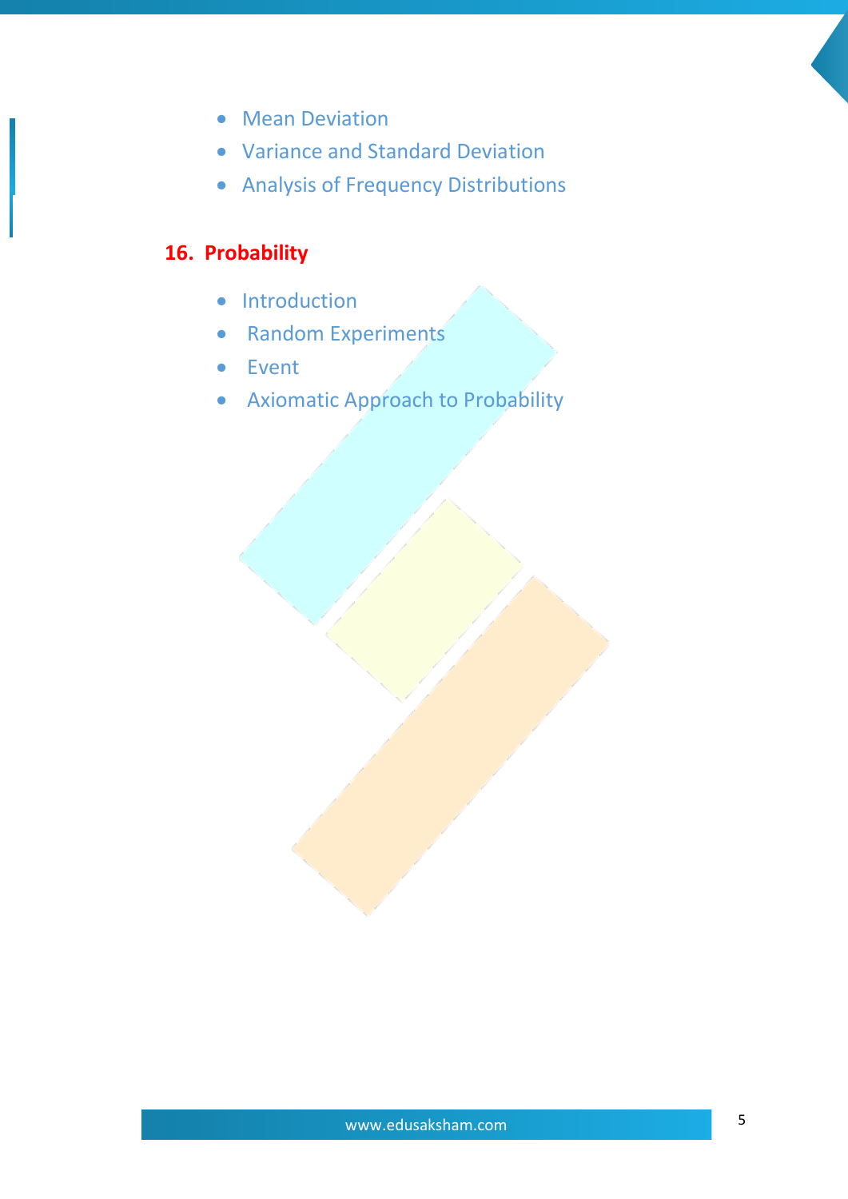- Mean Deviation
- Variance and Standard Deviation
- Analysis of Frequency Distributions

## 16. Probability

- Introduction
- Random Experiments
- Event
- Axiomatic Approach to Probability